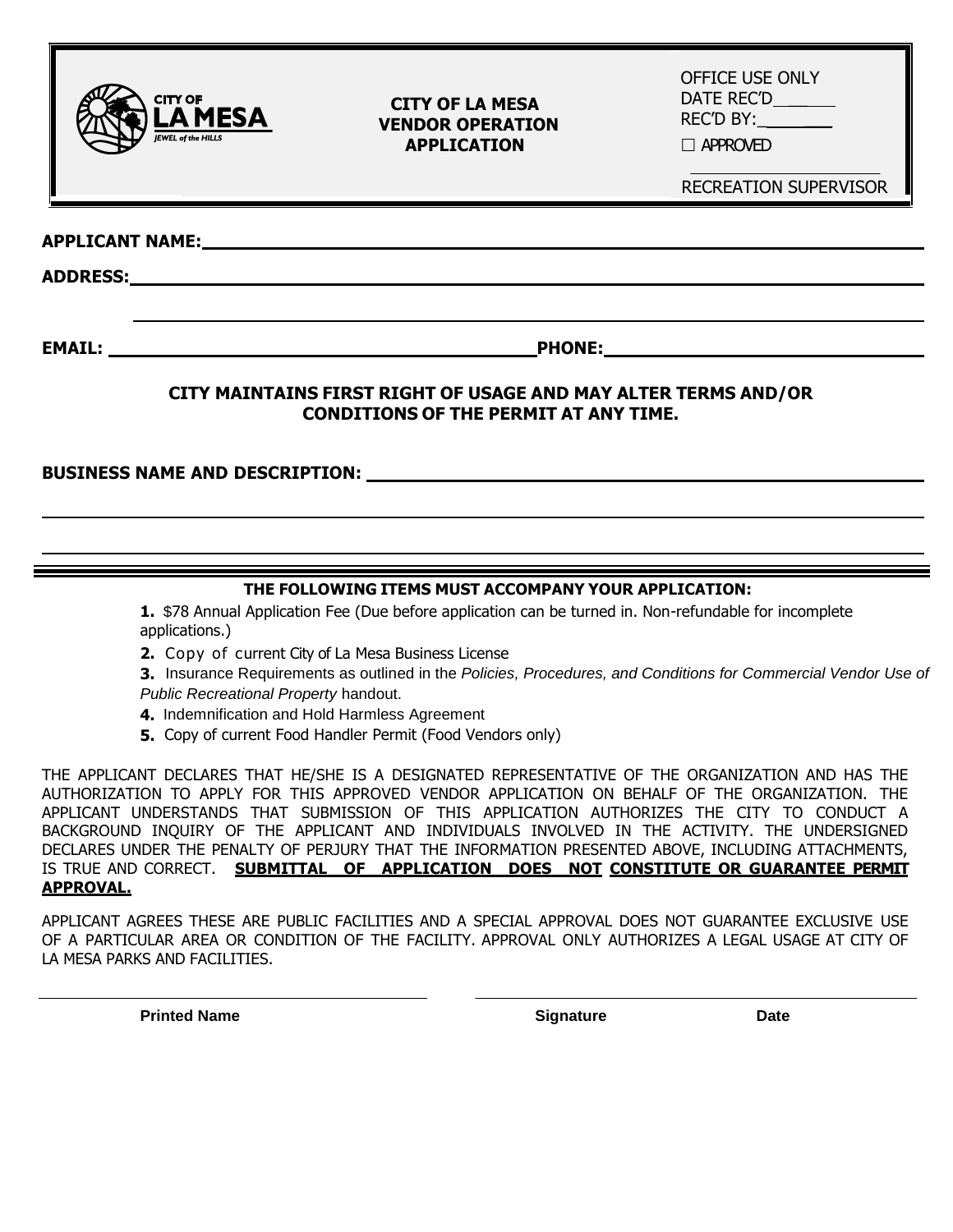CITY OF LA MESA
JEWEL of the HILLS

**CITY OF LA MESA**
**VENDOR OPERATION**
**APPLICATION**

OFFICE USE ONLY
DATE REC'D______
REC'D BY:________
☐ APPROVED

______________________
RECREATION SUPERVISOR

**APPLICANT NAME:** ____________________________________________

**ADDRESS:** ____________________________________________

____________________________________________

**EMAIL:** ______________________ **PHONE:** ______________________

**CITY MAINTAINS FIRST RIGHT OF USAGE AND MAY ALTER TERMS AND/OR CONDITIONS OF THE PERMIT AT ANY TIME.**

**BUSINESS NAME AND DESCRIPTION:** ____________________________________________

____________________________________________

____________________________________________

---

**THE FOLLOWING ITEMS MUST ACCOMPANY YOUR APPLICATION:**

1. $78 Annual Application Fee (Due before application can be turned in. Non-refundable for incomplete applications.)
2. Copy of current City of La Mesa Business License
3. Insurance Requirements as outlined in the *Policies, Procedures, and Conditions for Commercial Vendor Use of Public Recreational Property* handout.
4. Indemnification and Hold Harmless Agreement
5. Copy of current Food Handler Permit (Food Vendors only)

THE APPLICANT DECLARES THAT HE/SHE IS A DESIGNATED REPRESENTATIVE OF THE ORGANIZATION AND HAS THE AUTHORIZATION TO APPLY FOR THIS APPROVED VENDOR APPLICATION ON BEHALF OF THE ORGANIZATION. THE APPLICANT UNDERSTANDS THAT SUBMISSION OF THIS APPLICATION AUTHORIZES THE CITY TO CONDUCT A BACKGROUND INQUIRY OF THE APPLICANT AND INDIVIDUALS INVOLVED IN THE ACTIVITY. THE UNDERSIGNED DECLARES UNDER THE PENALTY OF PERJURY THAT THE INFORMATION PRESENTED ABOVE, INCLUDING ATTACHMENTS, IS TRUE AND CORRECT. **SUBMITTAL OF APPLICATION DOES NOT CONSTITUTE OR GUARANTEE PERMIT APPROVAL.**

APPLICANT AGREES THESE ARE PUBLIC FACILITIES AND A SPECIAL APPROVAL DOES NOT GUARANTEE EXCLUSIVE USE OF A PARTICULAR AREA OR CONDITION OF THE FACILITY. APPROVAL ONLY AUTHORIZES A LEGAL USAGE AT CITY OF LA MESA PARKS AND FACILITIES.

______________________ ______________________

**Printed Name** **Signature** **Date**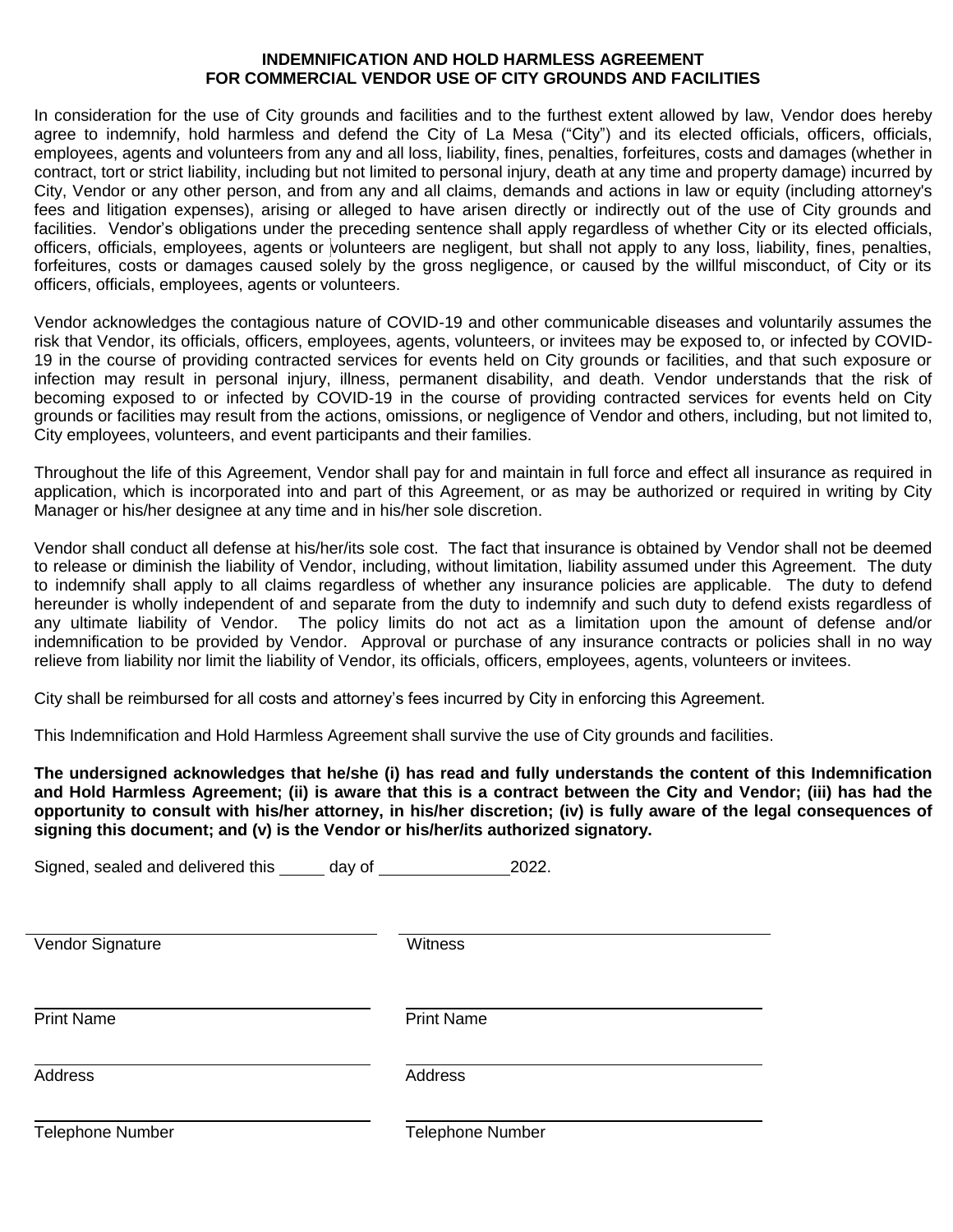**INDEMNIFICATION AND HOLD HARMLESS AGREEMENT**
**FOR COMMERCIAL VENDOR USE OF CITY GROUNDS AND FACILITIES**

In consideration for the use of City grounds and facilities and to the furthest extent allowed by law, Vendor does hereby agree to indemnify, hold harmless and defend the City of La Mesa ("City") and its elected officials, officers, officials, employees, agents and volunteers from any and all loss, liability, fines, penalties, forfeitures, costs and damages (whether in contract, tort or strict liability, including but not limited to personal injury, death at any time and property damage) incurred by City, Vendor or any other person, and from any and all claims, demands and actions in law or equity (including attorney's fees and litigation expenses), arising or alleged to have arisen directly or indirectly out of the use of City grounds and facilities. Vendor's obligations under the preceding sentence shall apply regardless of whether City or its elected officials, officers, officials, employees, agents or volunteers are negligent, but shall not apply to any loss, liability, fines, penalties, forfeitures, costs or damages caused solely by the gross negligence, or caused by the willful misconduct, of City or its officers, officials, employees, agents or volunteers.

Vendor acknowledges the contagious nature of COVID-19 and other communicable diseases and voluntarily assumes the risk that Vendor, its officials, officers, employees, agents, volunteers, or invitees may be exposed to, or infected by COVID-19 in the course of providing contracted services for events held on City grounds or facilities, and that such exposure or infection may result in personal injury, illness, permanent disability, and death. Vendor understands that the risk of becoming exposed to or infected by COVID-19 in the course of providing contracted services for events held on City grounds or facilities may result from the actions, omissions, or negligence of Vendor and others, including, but not limited to, City employees, volunteers, and event participants and their families.

Throughout the life of this Agreement, Vendor shall pay for and maintain in full force and effect all insurance as required in application, which is incorporated into and part of this Agreement, or as may be authorized or required in writing by City Manager or his/her designee at any time and in his/her sole discretion.

Vendor shall conduct all defense at his/her/its sole cost. The fact that insurance is obtained by Vendor shall not be deemed to release or diminish the liability of Vendor, including, without limitation, liability assumed under this Agreement. The duty to indemnify shall apply to all claims regardless of whether any insurance policies are applicable. The duty to defend hereunder is wholly independent of and separate from the duty to indemnify and such duty to defend exists regardless of any ultimate liability of Vendor. The policy limits do not act as a limitation upon the amount of defense and/or indemnification to be provided by Vendor. Approval or purchase of any insurance contracts or policies shall in no way relieve from liability nor limit the liability of Vendor, its officials, officers, employees, agents, volunteers or invitees.

City shall be reimbursed for all costs and attorney's fees incurred by City in enforcing this Agreement.

This Indemnification and Hold Harmless Agreement shall survive the use of City grounds and facilities.

**The undersigned acknowledges that he/she (i) has read and fully understands the content of this Indemnification and Hold Harmless Agreement; (ii) is aware that this is a contract between the City and Vendor; (iii) has had the opportunity to consult with his/her attorney, in his/her discretion; (iv) is fully aware of the legal consequences of signing this document; and (v) is the Vendor or his/her/its authorized signatory.**

Signed, sealed and delivered this _____ day of ______________ 2022.

| | |
|---|---|
| ______________________________ | ______________________________ |
| Vendor Signature | Witness |
| ______________________________ | ______________________________ |
| Print Name | Print Name |
| ______________________________ | ______________________________ |
| Address | Address |
| ______________________________ | ______________________________ |
| Telephone Number | Telephone Number |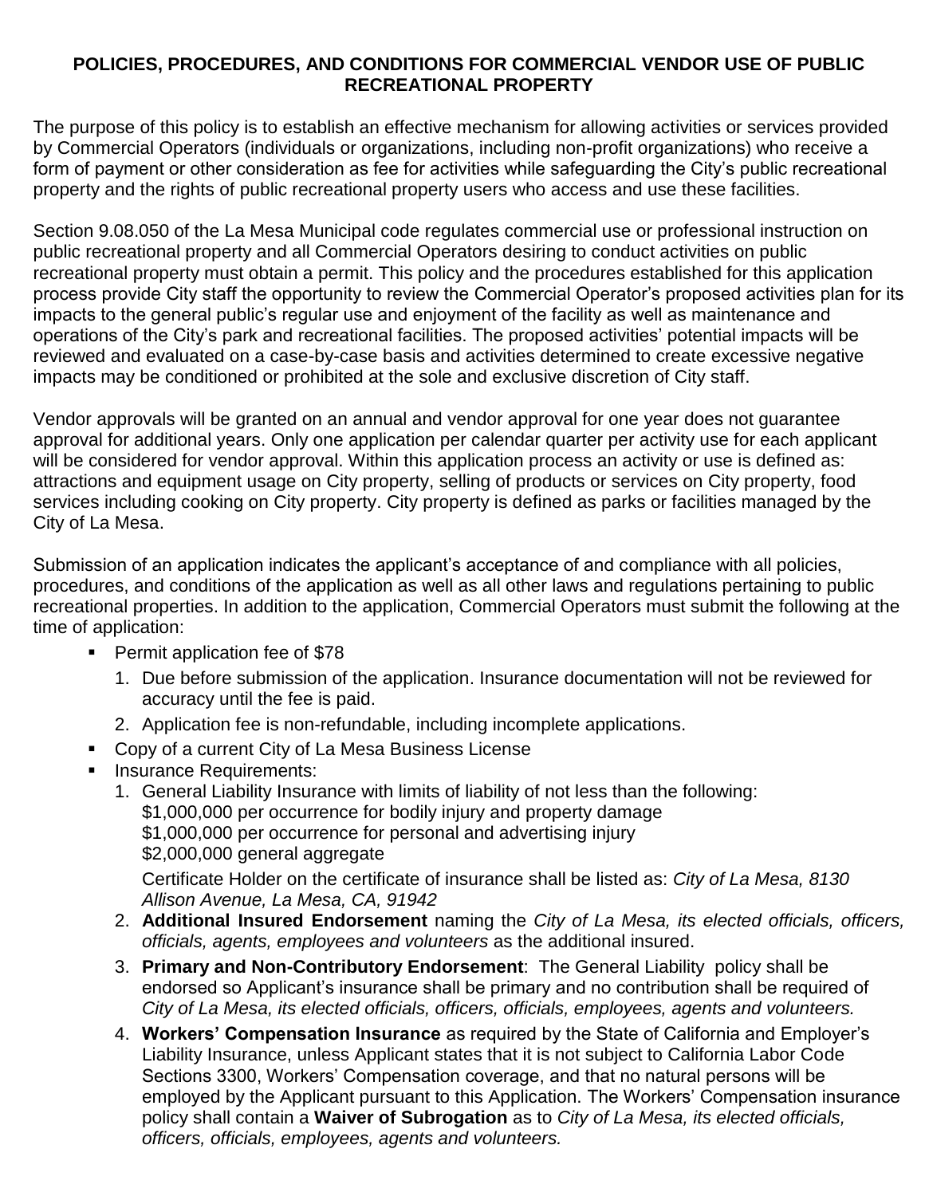**POLICIES, PROCEDURES, AND CONDITIONS FOR COMMERCIAL VENDOR USE OF PUBLIC RECREATIONAL PROPERTY**

The purpose of this policy is to establish an effective mechanism for allowing activities or services provided by Commercial Operators (individuals or organizations, including non-profit organizations) who receive a form of payment or other consideration as fee for activities while safeguarding the City's public recreational property and the rights of public recreational property users who access and use these facilities.

Section 9.08.050 of the La Mesa Municipal code regulates commercial use or professional instruction on public recreational property and all Commercial Operators desiring to conduct activities on public recreational property must obtain a permit. This policy and the procedures established for this application process provide City staff the opportunity to review the Commercial Operator's proposed activities plan for its impacts to the general public's regular use and enjoyment of the facility as well as maintenance and operations of the City's park and recreational facilities. The proposed activities' potential impacts will be reviewed and evaluated on a case-by-case basis and activities determined to create excessive negative impacts may be conditioned or prohibited at the sole and exclusive discretion of City staff.

Vendor approvals will be granted on an annual and vendor approval for one year does not guarantee approval for additional years. Only one application per calendar quarter per activity use for each applicant will be considered for vendor approval. Within this application process an activity or use is defined as: attractions and equipment usage on City property, selling of products or services on City property, food services including cooking on City property. City property is defined as parks or facilities managed by the City of La Mesa.

Submission of an application indicates the applicant's acceptance of and compliance with all policies, procedures, and conditions of the application as well as all other laws and regulations pertaining to public recreational properties. In addition to the application, Commercial Operators must submit the following at the time of application:

- Permit application fee of $78
  1. Due before submission of the application. Insurance documentation will not be reviewed for accuracy until the fee is paid.
  2. Application fee is non-refundable, including incomplete applications.
- Copy of a current City of La Mesa Business License
- Insurance Requirements:
  1. General Liability Insurance with limits of liability of not less than the following:
     $1,000,000 per occurrence for bodily injury and property damage
     $1,000,000 per occurrence for personal and advertising injury
     $2,000,000 general aggregate

     Certificate Holder on the certificate of insurance shall be listed as: *City of La Mesa, 8130 Allison Avenue, La Mesa, CA, 91942*
  2. **Additional Insured Endorsement** naming the *City of La Mesa, its elected officials, officers, officials, agents, employees and volunteers* as the additional insured.
  3. **Primary and Non-Contributory Endorsement**: The General Liability policy shall be endorsed so Applicant's insurance shall be primary and no contribution shall be required of *City of La Mesa, its elected officials, officers, officials, employees, agents and volunteers.*
  4. **Workers' Compensation Insurance** as required by the State of California and Employer's Liability Insurance, unless Applicant states that it is not subject to California Labor Code Sections 3300, Workers' Compensation coverage, and that no natural persons will be employed by the Applicant pursuant to this Application. The Workers' Compensation insurance policy shall contain a **Waiver of Subrogation** as to *City of La Mesa, its elected officials, officers, officials, employees, agents and volunteers.*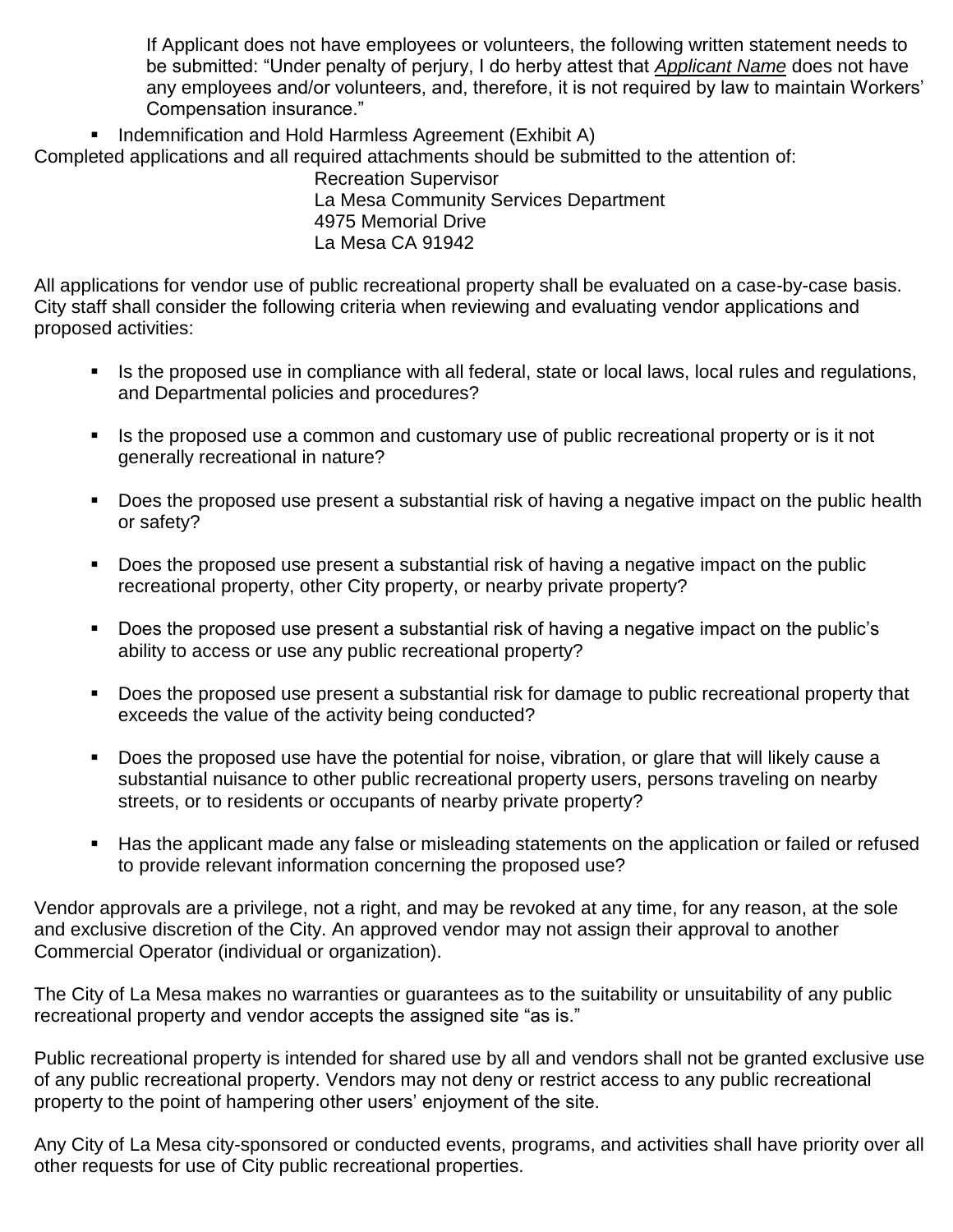If Applicant does not have employees or volunteers, the following written statement needs to be submitted: "Under penalty of perjury, I do herby attest that ***Applicant Name*** does not have any employees and/or volunteers, and, therefore, it is not required by law to maintain Workers' Compensation insurance."

- Indemnification and Hold Harmless Agreement (Exhibit A)

Completed applications and all required attachments should be submitted to the attention of:

Recreation Supervisor
La Mesa Community Services Department
4975 Memorial Drive
La Mesa CA 91942

All applications for vendor use of public recreational property shall be evaluated on a case-by-case basis. City staff shall consider the following criteria when reviewing and evaluating vendor applications and proposed activities:

- Is the proposed use in compliance with all federal, state or local laws, local rules and regulations, and Departmental policies and procedures?
- Is the proposed use a common and customary use of public recreational property or is it not generally recreational in nature?
- Does the proposed use present a substantial risk of having a negative impact on the public health or safety?
- Does the proposed use present a substantial risk of having a negative impact on the public recreational property, other City property, or nearby private property?
- Does the proposed use present a substantial risk of having a negative impact on the public's ability to access or use any public recreational property?
- Does the proposed use present a substantial risk for damage to public recreational property that exceeds the value of the activity being conducted?
- Does the proposed use have the potential for noise, vibration, or glare that will likely cause a substantial nuisance to other public recreational property users, persons traveling on nearby streets, or to residents or occupants of nearby private property?
- Has the applicant made any false or misleading statements on the application or failed or refused to provide relevant information concerning the proposed use?

Vendor approvals are a privilege, not a right, and may be revoked at any time, for any reason, at the sole and exclusive discretion of the City. An approved vendor may not assign their approval to another Commercial Operator (individual or organization).

The City of La Mesa makes no warranties or guarantees as to the suitability or unsuitability of any public recreational property and vendor accepts the assigned site "as is."

Public recreational property is intended for shared use by all and vendors shall not be granted exclusive use of any public recreational property. Vendors may not deny or restrict access to any public recreational property to the point of hampering other users' enjoyment of the site.

Any City of La Mesa city-sponsored or conducted events, programs, and activities shall have priority over all other requests for use of City public recreational properties.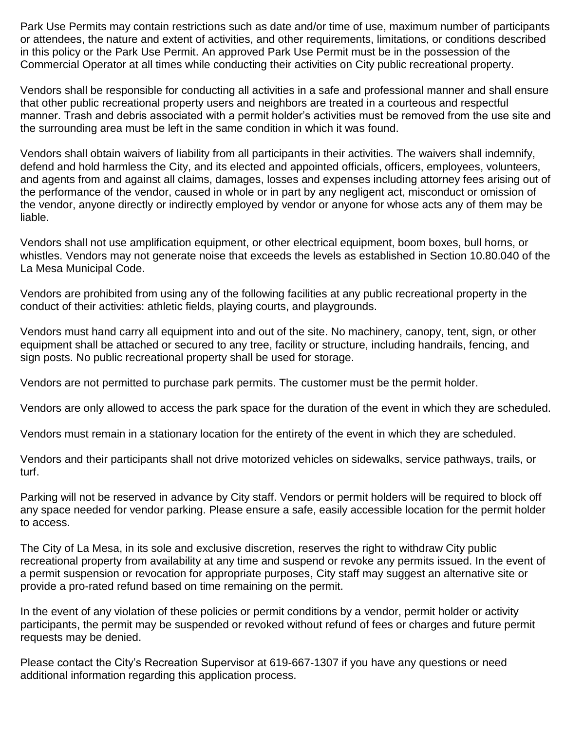Park Use Permits may contain restrictions such as date and/or time of use, maximum number of participants or attendees, the nature and extent of activities, and other requirements, limitations, or conditions described in this policy or the Park Use Permit. An approved Park Use Permit must be in the possession of the Commercial Operator at all times while conducting their activities on City public recreational property.

Vendors shall be responsible for conducting all activities in a safe and professional manner and shall ensure that other public recreational property users and neighbors are treated in a courteous and respectful manner. Trash and debris associated with a permit holder's activities must be removed from the use site and the surrounding area must be left in the same condition in which it was found.

Vendors shall obtain waivers of liability from all participants in their activities. The waivers shall indemnify, defend and hold harmless the City, and its elected and appointed officials, officers, employees, volunteers, and agents from and against all claims, damages, losses and expenses including attorney fees arising out of the performance of the vendor, caused in whole or in part by any negligent act, misconduct or omission of the vendor, anyone directly or indirectly employed by vendor or anyone for whose acts any of them may be liable.

Vendors shall not use amplification equipment, or other electrical equipment, boom boxes, bull horns, or whistles. Vendors may not generate noise that exceeds the levels as established in Section 10.80.040 of the La Mesa Municipal Code.

Vendors are prohibited from using any of the following facilities at any public recreational property in the conduct of their activities: athletic fields, playing courts, and playgrounds.

Vendors must hand carry all equipment into and out of the site. No machinery, canopy, tent, sign, or other equipment shall be attached or secured to any tree, facility or structure, including handrails, fencing, and sign posts. No public recreational property shall be used for storage.

Vendors are not permitted to purchase park permits. The customer must be the permit holder.

Vendors are only allowed to access the park space for the duration of the event in which they are scheduled.

Vendors must remain in a stationary location for the entirety of the event in which they are scheduled.

Vendors and their participants shall not drive motorized vehicles on sidewalks, service pathways, trails, or turf.

Parking will not be reserved in advance by City staff. Vendors or permit holders will be required to block off any space needed for vendor parking. Please ensure a safe, easily accessible location for the permit holder to access.

The City of La Mesa, in its sole and exclusive discretion, reserves the right to withdraw City public recreational property from availability at any time and suspend or revoke any permits issued. In the event of a permit suspension or revocation for appropriate purposes, City staff may suggest an alternative site or provide a pro-rated refund based on time remaining on the permit.

In the event of any violation of these policies or permit conditions by a vendor, permit holder or activity participants, the permit may be suspended or revoked without refund of fees or charges and future permit requests may be denied.

Please contact the City's Recreation Supervisor at 619-667-1307 if you have any questions or need additional information regarding this application process.